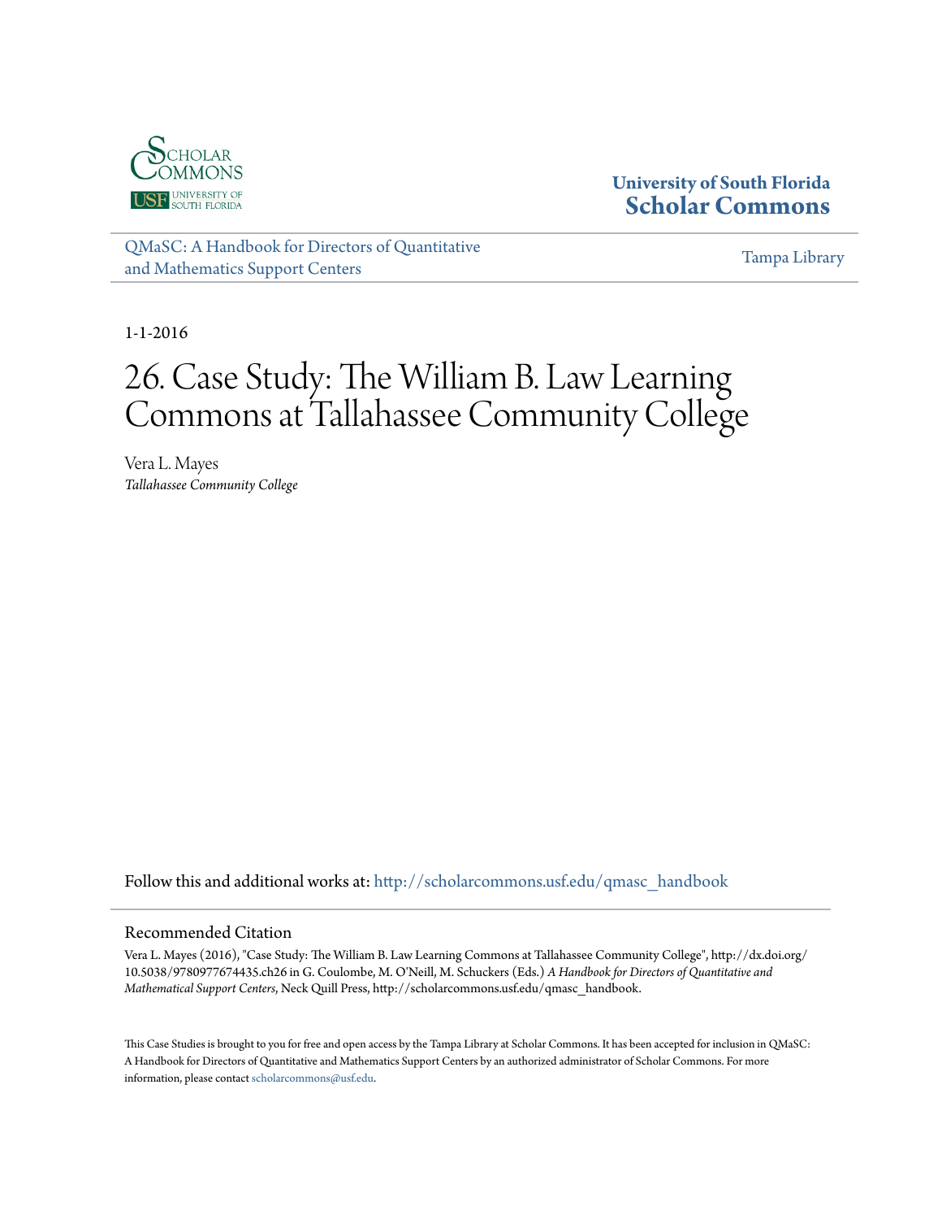University of South Florida
**Scholar Commons**

[QMaSC: A Handbook for Directors of Quantitative and Mathematics Support Centers](http://scholarcommons.usf.edu/qmasc_handbook)

Tampa Library

1-1-2016

# 26. Case Study: The William B. Law Learning Commons at Tallahassee Community College

Vera L. Mayes
*Tallahassee Community College*

Follow this and additional works at: http://scholarcommons.usf.edu/qmasc_handbook

## Recommended Citation

Vera L. Mayes (2016), "Case Study: The William B. Law Learning Commons at Tallahassee Community College", http://dx.doi.org/10.5038/9780977674435.ch26 in G. Coulombe, M. O'Neill, M. Schuckers (Eds.) *A Handbook for Directors of Quantitative and Mathematical Support Centers*, Neck Quill Press, http://scholarcommons.usf.edu/qmasc_handbook.

This Case Studies is brought to you for free and open access by the Tampa Library at Scholar Commons. It has been accepted for inclusion in QMaSC: A Handbook for Directors of Quantitative and Mathematics Support Centers by an authorized administrator of Scholar Commons. For more information, please contact scholarcommons@usf.edu.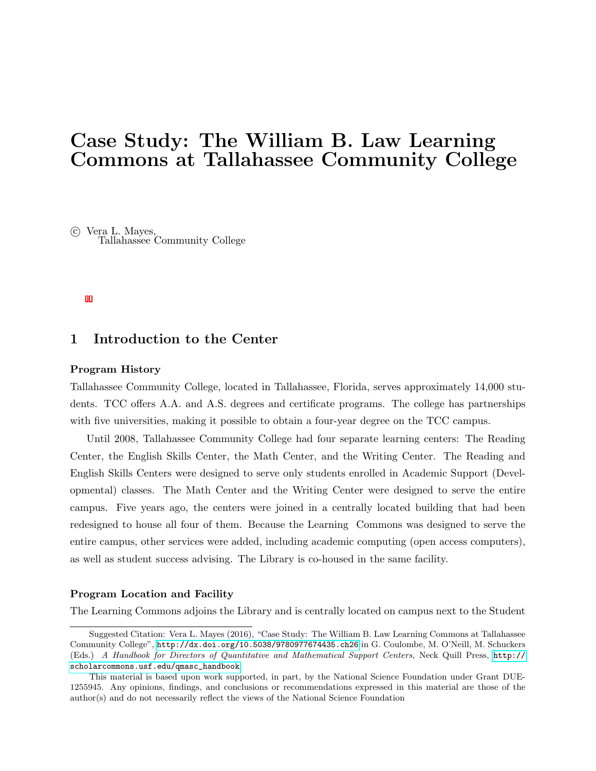# Case Study: The William B. Law Learning Commons at Tallahassee Community College

© Vera L. Mayes,
Tallahassee Community College

## 1 Introduction to the Center

### Program History

Tallahassee Community College, located in Tallahassee, Florida, serves approximately 14,000 students. TCC offers A.A. and A.S. degrees and certificate programs. The college has partnerships with five universities, making it possible to obtain a four-year degree on the TCC campus.

Until 2008, Tallahassee Community College had four separate learning centers: The Reading Center, the English Skills Center, the Math Center, and the Writing Center. The Reading and English Skills Centers were designed to serve only students enrolled in Academic Support (Developmental) classes. The Math Center and the Writing Center were designed to serve the entire campus. Five years ago, the centers were joined in a centrally located building that had been redesigned to house all four of them. Because the Learning Commons was designed to serve the entire campus, other services were added, including academic computing (open access computers), as well as student success advising. The Library is co-housed in the same facility.

### Program Location and Facility

The Learning Commons adjoins the Library and is centrally located on campus next to the Student

---

Suggested Citation: Vera L. Mayes (2016), "Case Study: The William B. Law Learning Commons at Tallahassee Community College", http://dx.doi.org/10.5038/9780977674435.ch26 in G. Coulombe, M. O'Neill, M. Schuckers (Eds.) *A Handbook for Directors of Quantitative and Mathematical Support Centers*, Neck Quill Press, http://scholarcommons.usf.edu/qmasc_handbook

This material is based upon work supported, in part, by the National Science Foundation under Grant DUE-1255945. Any opinions, findings, and conclusions or recommendations expressed in this material are those of the author(s) and do not necessarily reflect the views of the National Science Foundation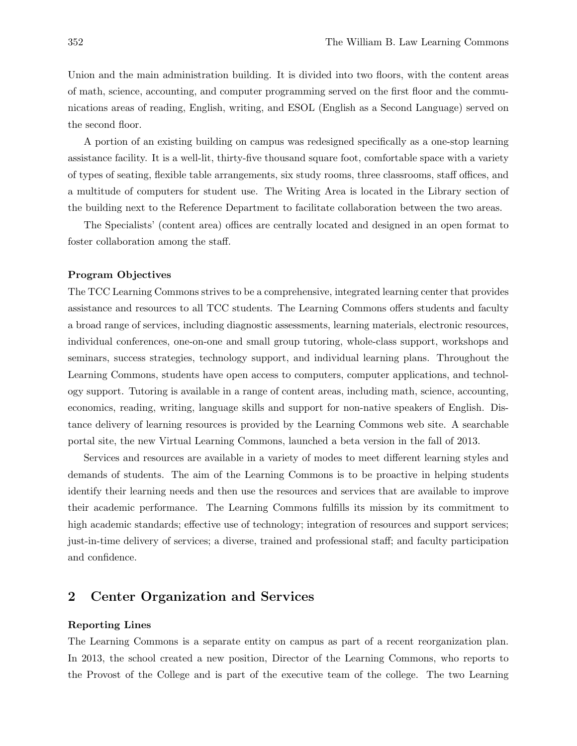Union and the main administration building. It is divided into two floors, with the content areas of math, science, accounting, and computer programming served on the first floor and the communications areas of reading, English, writing, and ESOL (English as a Second Language) served on the second floor.

A portion of an existing building on campus was redesigned specifically as a one-stop learning assistance facility. It is a well-lit, thirty-five thousand square foot, comfortable space with a variety of types of seating, flexible table arrangements, six study rooms, three classrooms, staff offices, and a multitude of computers for student use. The Writing Area is located in the Library section of the building next to the Reference Department to facilitate collaboration between the two areas.

The Specialists' (content area) offices are centrally located and designed in an open format to foster collaboration among the staff.

**Program Objectives**

The TCC Learning Commons strives to be a comprehensive, integrated learning center that provides assistance and resources to all TCC students. The Learning Commons offers students and faculty a broad range of services, including diagnostic assessments, learning materials, electronic resources, individual conferences, one-on-one and small group tutoring, whole-class support, workshops and seminars, success strategies, technology support, and individual learning plans. Throughout the Learning Commons, students have open access to computers, computer applications, and technology support. Tutoring is available in a range of content areas, including math, science, accounting, economics, reading, writing, language skills and support for non-native speakers of English. Distance delivery of learning resources is provided by the Learning Commons web site. A searchable portal site, the new Virtual Learning Commons, launched a beta version in the fall of 2013.

Services and resources are available in a variety of modes to meet different learning styles and demands of students. The aim of the Learning Commons is to be proactive in helping students identify their learning needs and then use the resources and services that are available to improve their academic performance. The Learning Commons fulfills its mission by its commitment to high academic standards; effective use of technology; integration of resources and support services; just-in-time delivery of services; a diverse, trained and professional staff; and faculty participation and confidence.

## 2 Center Organization and Services

**Reporting Lines**

The Learning Commons is a separate entity on campus as part of a recent reorganization plan. In 2013, the school created a new position, Director of the Learning Commons, who reports to the Provost of the College and is part of the executive team of the college. The two Learning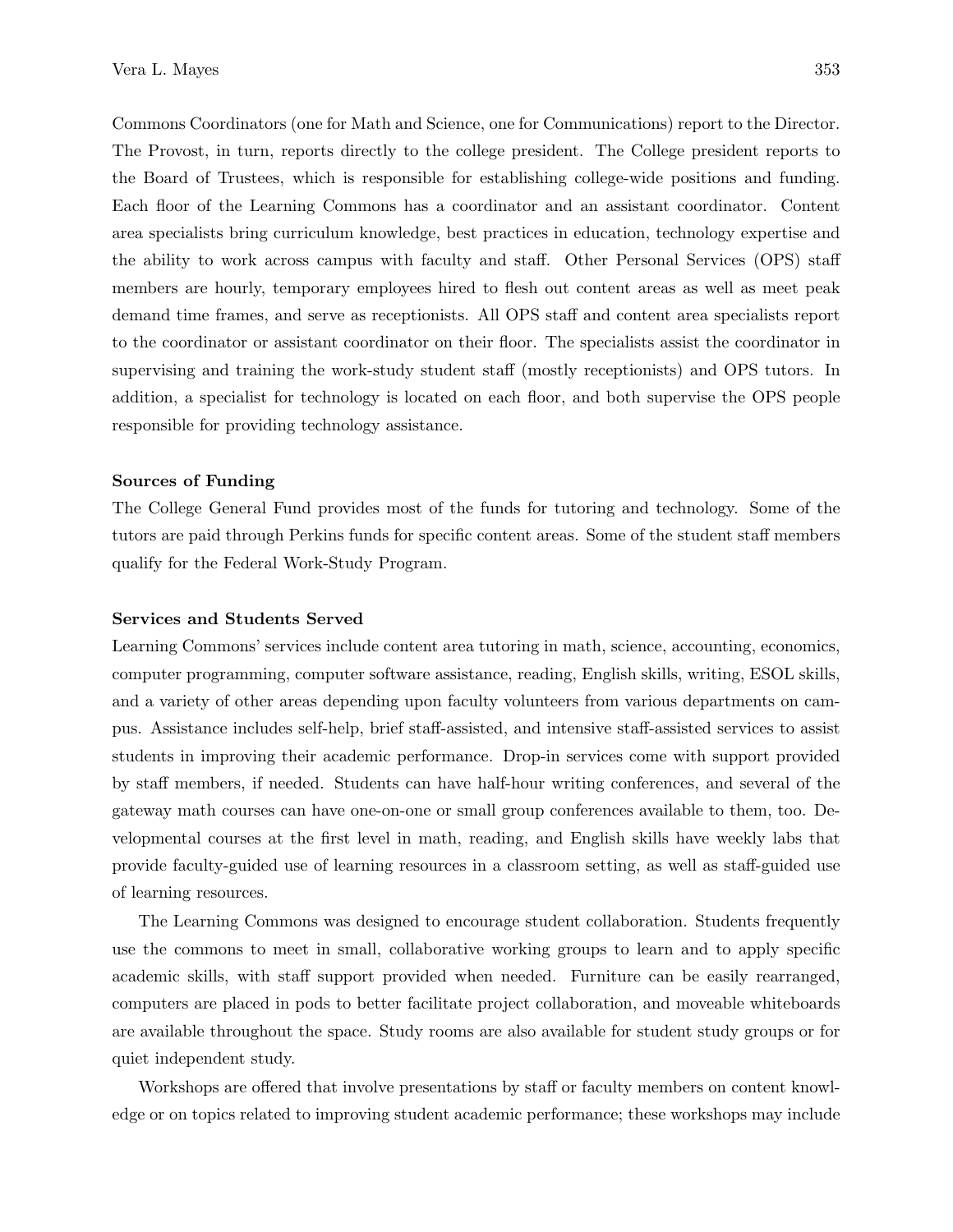Commons Coordinators (one for Math and Science, one for Communications) report to the Director. The Provost, in turn, reports directly to the college president. The College president reports to the Board of Trustees, which is responsible for establishing college-wide positions and funding. Each floor of the Learning Commons has a coordinator and an assistant coordinator. Content area specialists bring curriculum knowledge, best practices in education, technology expertise and the ability to work across campus with faculty and staff. Other Personal Services (OPS) staff members are hourly, temporary employees hired to flesh out content areas as well as meet peak demand time frames, and serve as receptionists. All OPS staff and content area specialists report to the coordinator or assistant coordinator on their floor. The specialists assist the coordinator in supervising and training the work-study student staff (mostly receptionists) and OPS tutors. In addition, a specialist for technology is located on each floor, and both supervise the OPS people responsible for providing technology assistance.

**Sources of Funding**

The College General Fund provides most of the funds for tutoring and technology. Some of the tutors are paid through Perkins funds for specific content areas. Some of the student staff members qualify for the Federal Work-Study Program.

**Services and Students Served**

Learning Commons' services include content area tutoring in math, science, accounting, economics, computer programming, computer software assistance, reading, English skills, writing, ESOL skills, and a variety of other areas depending upon faculty volunteers from various departments on campus. Assistance includes self-help, brief staff-assisted, and intensive staff-assisted services to assist students in improving their academic performance. Drop-in services come with support provided by staff members, if needed. Students can have half-hour writing conferences, and several of the gateway math courses can have one-on-one or small group conferences available to them, too. Developmental courses at the first level in math, reading, and English skills have weekly labs that provide faculty-guided use of learning resources in a classroom setting, as well as staff-guided use of learning resources.

The Learning Commons was designed to encourage student collaboration. Students frequently use the commons to meet in small, collaborative working groups to learn and to apply specific academic skills, with staff support provided when needed. Furniture can be easily rearranged, computers are placed in pods to better facilitate project collaboration, and moveable whiteboards are available throughout the space. Study rooms are also available for student study groups or for quiet independent study.

Workshops are offered that involve presentations by staff or faculty members on content knowledge or on topics related to improving student academic performance; these workshops may include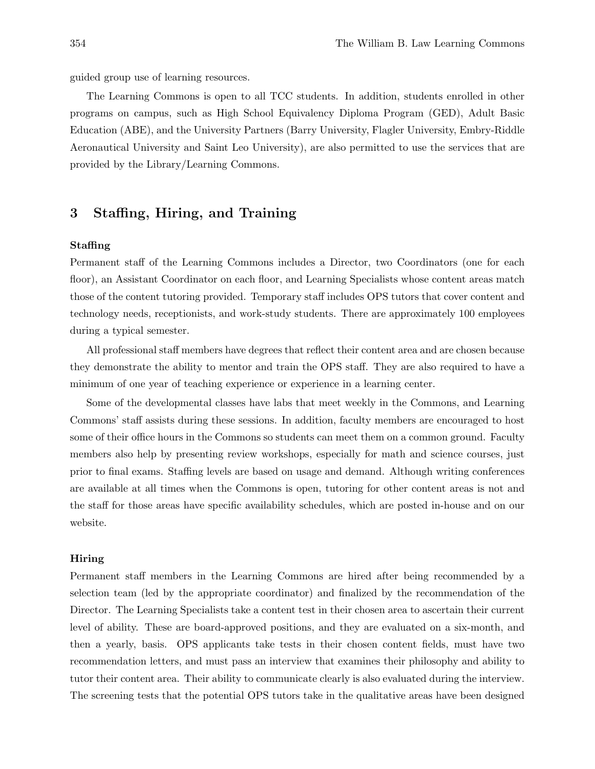guided group use of learning resources.

The Learning Commons is open to all TCC students. In addition, students enrolled in other programs on campus, such as High School Equivalency Diploma Program (GED), Adult Basic Education (ABE), and the University Partners (Barry University, Flagler University, Embry-Riddle Aeronautical University and Saint Leo University), are also permitted to use the services that are provided by the Library/Learning Commons.

## 3 Staffing, Hiring, and Training

**Staffing**

Permanent staff of the Learning Commons includes a Director, two Coordinators (one for each floor), an Assistant Coordinator on each floor, and Learning Specialists whose content areas match those of the content tutoring provided. Temporary staff includes OPS tutors that cover content and technology needs, receptionists, and work-study students. There are approximately 100 employees during a typical semester.

All professional staff members have degrees that reflect their content area and are chosen because they demonstrate the ability to mentor and train the OPS staff. They are also required to have a minimum of one year of teaching experience or experience in a learning center.

Some of the developmental classes have labs that meet weekly in the Commons, and Learning Commons' staff assists during these sessions. In addition, faculty members are encouraged to host some of their office hours in the Commons so students can meet them on a common ground. Faculty members also help by presenting review workshops, especially for math and science courses, just prior to final exams. Staffing levels are based on usage and demand. Although writing conferences are available at all times when the Commons is open, tutoring for other content areas is not and the staff for those areas have specific availability schedules, which are posted in-house and on our website.

**Hiring**

Permanent staff members in the Learning Commons are hired after being recommended by a selection team (led by the appropriate coordinator) and finalized by the recommendation of the Director. The Learning Specialists take a content test in their chosen area to ascertain their current level of ability. These are board-approved positions, and they are evaluated on a six-month, and then a yearly, basis. OPS applicants take tests in their chosen content fields, must have two recommendation letters, and must pass an interview that examines their philosophy and ability to tutor their content area. Their ability to communicate clearly is also evaluated during the interview. The screening tests that the potential OPS tutors take in the qualitative areas have been designed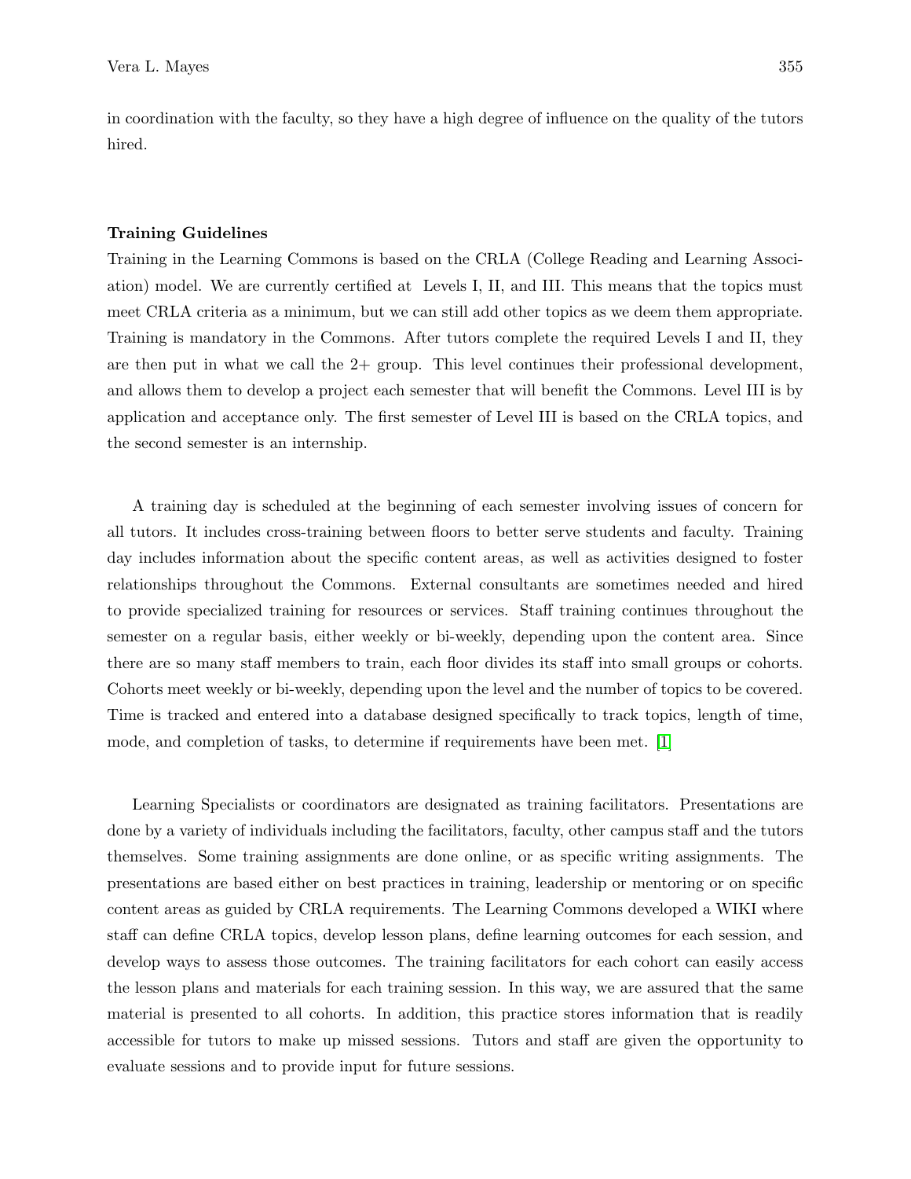in coordination with the faculty, so they have a high degree of influence on the quality of the tutors hired.

### Training Guidelines

Training in the Learning Commons is based on the CRLA (College Reading and Learning Association) model. We are currently certified at Levels I, II, and III. This means that the topics must meet CRLA criteria as a minimum, but we can still add other topics as we deem them appropriate. Training is mandatory in the Commons. After tutors complete the required Levels I and II, they are then put in what we call the 2+ group. This level continues their professional development, and allows them to develop a project each semester that will benefit the Commons. Level III is by application and acceptance only. The first semester of Level III is based on the CRLA topics, and the second semester is an internship.

A training day is scheduled at the beginning of each semester involving issues of concern for all tutors. It includes cross-training between floors to better serve students and faculty. Training day includes information about the specific content areas, as well as activities designed to foster relationships throughout the Commons. External consultants are sometimes needed and hired to provide specialized training for resources or services. Staff training continues throughout the semester on a regular basis, either weekly or bi-weekly, depending upon the content area. Since there are so many staff members to train, each floor divides its staff into small groups or cohorts. Cohorts meet weekly or bi-weekly, depending upon the level and the number of topics to be covered. Time is tracked and entered into a database designed specifically to track topics, length of time, mode, and completion of tasks, to determine if requirements have been met. [1]

Learning Specialists or coordinators are designated as training facilitators. Presentations are done by a variety of individuals including the facilitators, faculty, other campus staff and the tutors themselves. Some training assignments are done online, or as specific writing assignments. The presentations are based either on best practices in training, leadership or mentoring or on specific content areas as guided by CRLA requirements. The Learning Commons developed a WIKI where staff can define CRLA topics, develop lesson plans, define learning outcomes for each session, and develop ways to assess those outcomes. The training facilitators for each cohort can easily access the lesson plans and materials for each training session. In this way, we are assured that the same material is presented to all cohorts. In addition, this practice stores information that is readily accessible for tutors to make up missed sessions. Tutors and staff are given the opportunity to evaluate sessions and to provide input for future sessions.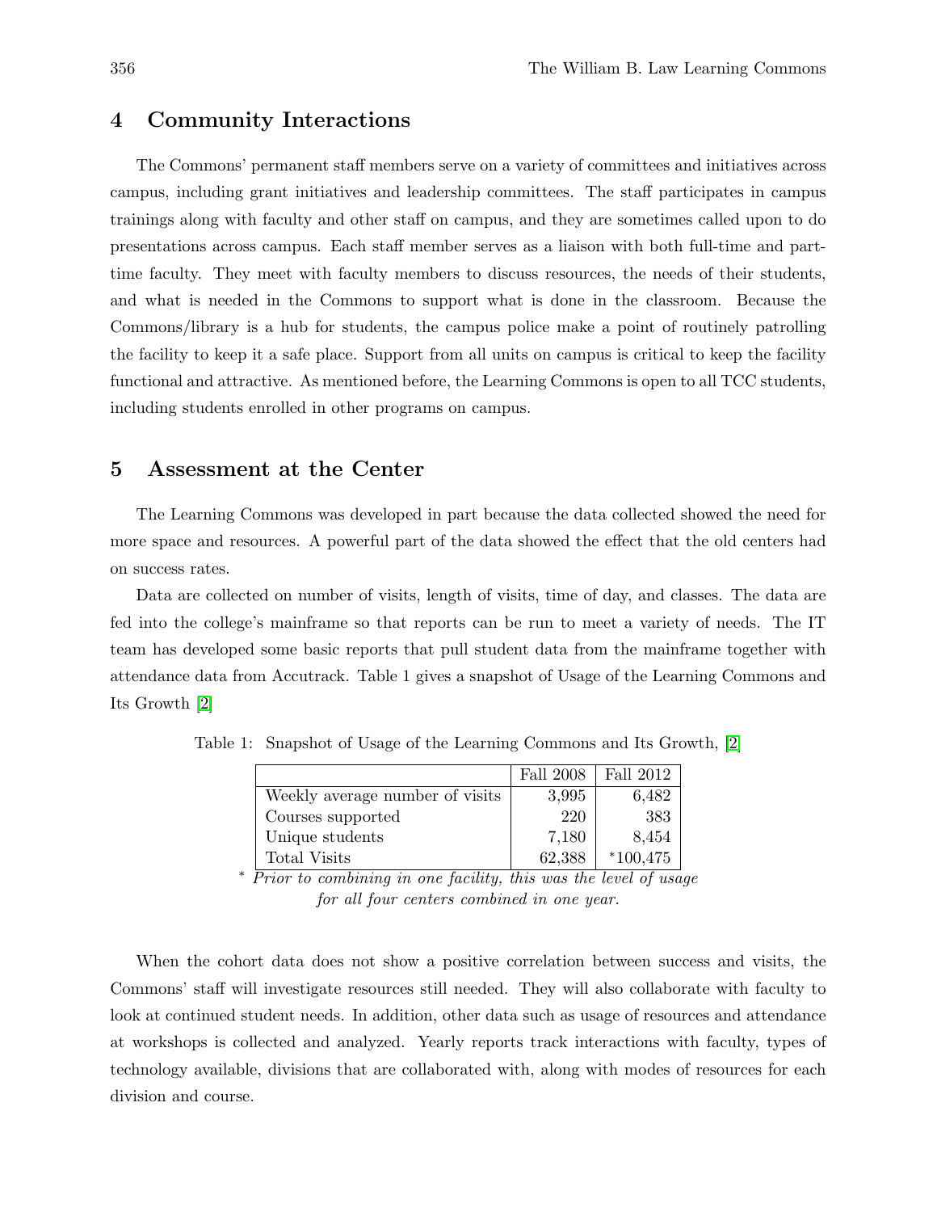## 4 Community Interactions

The Commons' permanent staff members serve on a variety of committees and initiatives across campus, including grant initiatives and leadership committees. The staff participates in campus trainings along with faculty and other staff on campus, and they are sometimes called upon to do presentations across campus. Each staff member serves as a liaison with both full-time and part-time faculty. They meet with faculty members to discuss resources, the needs of their students, and what is needed in the Commons to support what is done in the classroom. Because the Commons/library is a hub for students, the campus police make a point of routinely patrolling the facility to keep it a safe place. Support from all units on campus is critical to keep the facility functional and attractive. As mentioned before, the Learning Commons is open to all TCC students, including students enrolled in other programs on campus.

## 5 Assessment at the Center

The Learning Commons was developed in part because the data collected showed the need for more space and resources. A powerful part of the data showed the effect that the old centers had on success rates.

Data are collected on number of visits, length of visits, time of day, and classes. The data are fed into the college's mainframe so that reports can be run to meet a variety of needs. The IT team has developed some basic reports that pull student data from the mainframe together with attendance data from Accutrack. Table 1 gives a snapshot of Usage of the Learning Commons and Its Growth [2]

Table 1: Snapshot of Usage of the Learning Commons and Its Growth, [2]

| | Fall 2008 | Fall 2012 |
|---|---|---|
| Weekly average number of visits | 3,995 | 6,482 |
| Courses supported | 220 | 383 |
| Unique students | 7,180 | 8,454 |
| Total Visits | 62,388 | *100,475 |

* *Prior to combining in one facility, this was the level of usage for all four centers combined in one year.*

When the cohort data does not show a positive correlation between success and visits, the Commons' staff will investigate resources still needed. They will also collaborate with faculty to look at continued student needs. In addition, other data such as usage of resources and attendance at workshops is collected and analyzed. Yearly reports track interactions with faculty, types of technology available, divisions that are collaborated with, along with modes of resources for each division and course.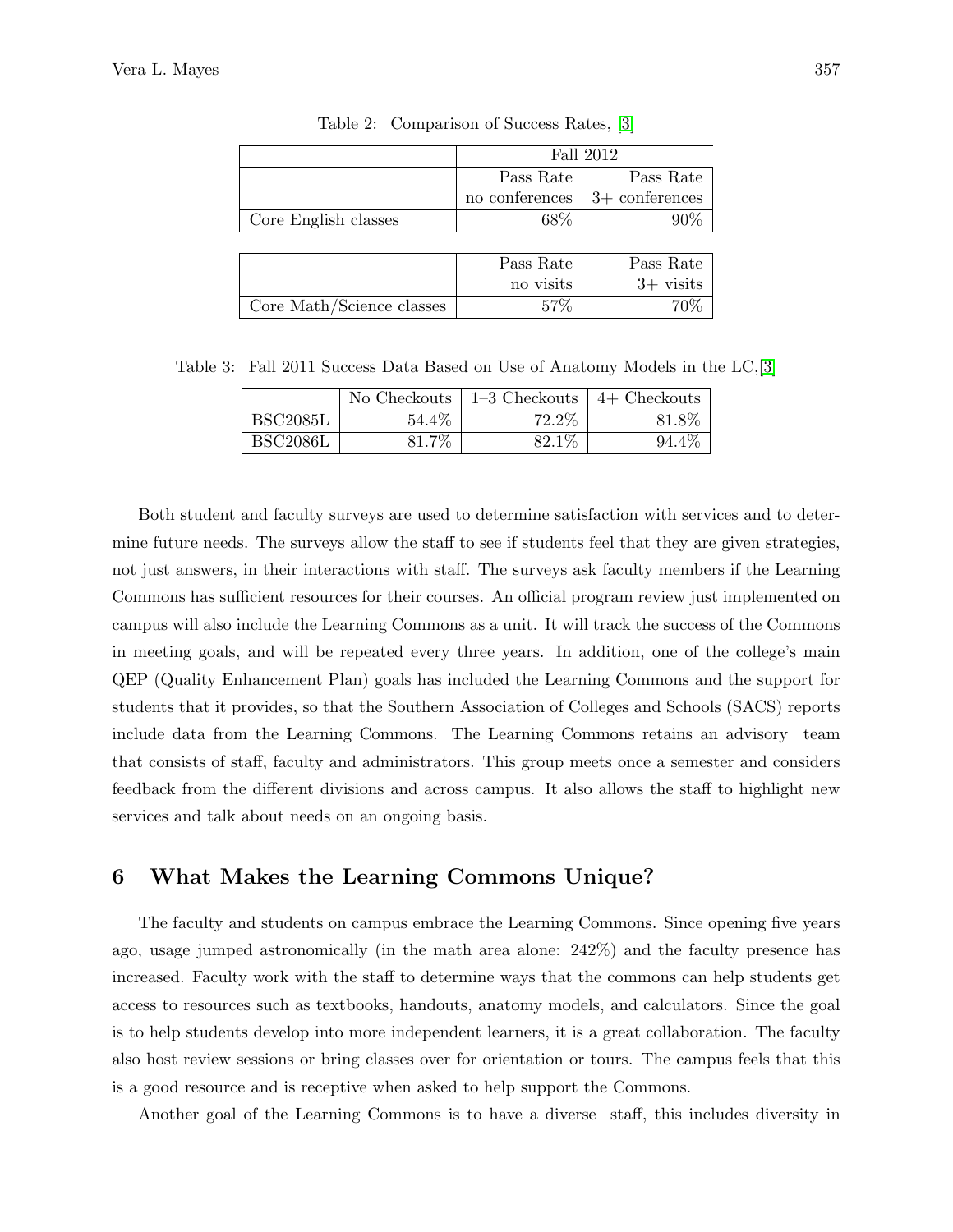Table 2: Comparison of Success Rates, [3]

| | Fall 2012 | |
|---|---|---|
| | Pass Rate no conferences | Pass Rate 3+ conferences |
| Core English classes | 68% | 90% |

| | Pass Rate no visits | Pass Rate 3+ visits |
|---|---|---|
| Core Math/Science classes | 57% | 70% |

Table 3: Fall 2011 Success Data Based on Use of Anatomy Models in the LC,[3]

| | No Checkouts | 1–3 Checkouts | 4+ Checkouts |
|---|---|---|---|
| BSC2085L | 54.4% | 72.2% | 81.8% |
| BSC2086L | 81.7% | 82.1% | 94.4% |

Both student and faculty surveys are used to determine satisfaction with services and to determine future needs. The surveys allow the staff to see if students feel that they are given strategies, not just answers, in their interactions with staff. The surveys ask faculty members if the Learning Commons has sufficient resources for their courses. An official program review just implemented on campus will also include the Learning Commons as a unit. It will track the success of the Commons in meeting goals, and will be repeated every three years. In addition, one of the college's main QEP (Quality Enhancement Plan) goals has included the Learning Commons and the support for students that it provides, so that the Southern Association of Colleges and Schools (SACS) reports include data from the Learning Commons. The Learning Commons retains an advisory team that consists of staff, faculty and administrators. This group meets once a semester and considers feedback from the different divisions and across campus. It also allows the staff to highlight new services and talk about needs on an ongoing basis.

## 6 What Makes the Learning Commons Unique?

The faculty and students on campus embrace the Learning Commons. Since opening five years ago, usage jumped astronomically (in the math area alone: 242%) and the faculty presence has increased. Faculty work with the staff to determine ways that the commons can help students get access to resources such as textbooks, handouts, anatomy models, and calculators. Since the goal is to help students develop into more independent learners, it is a great collaboration. The faculty also host review sessions or bring classes over for orientation or tours. The campus feels that this is a good resource and is receptive when asked to help support the Commons.

Another goal of the Learning Commons is to have a diverse staff, this includes diversity in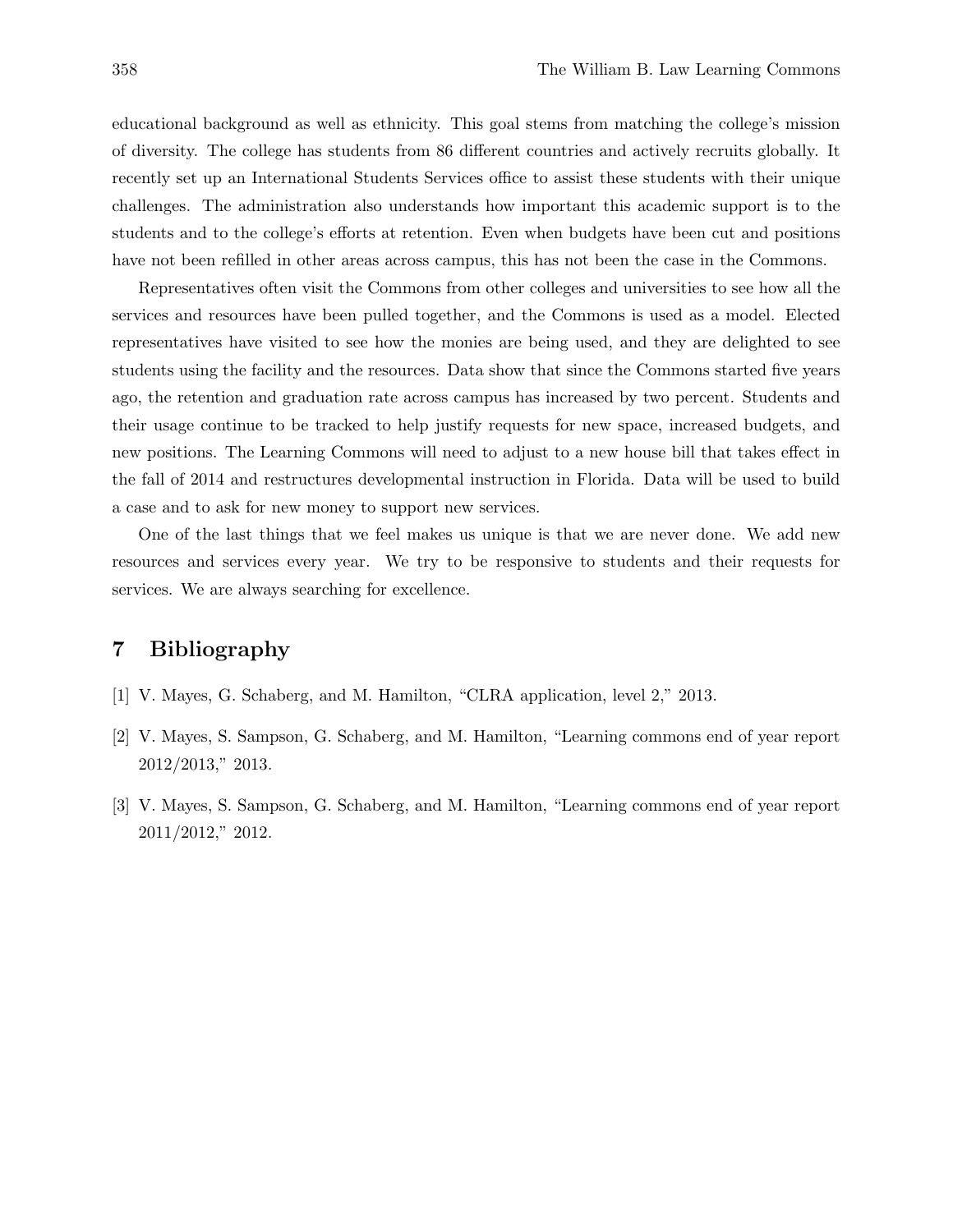educational background as well as ethnicity. This goal stems from matching the college's mission of diversity. The college has students from 86 different countries and actively recruits globally. It recently set up an International Students Services office to assist these students with their unique challenges. The administration also understands how important this academic support is to the students and to the college's efforts at retention. Even when budgets have been cut and positions have not been refilled in other areas across campus, this has not been the case in the Commons.

Representatives often visit the Commons from other colleges and universities to see how all the services and resources have been pulled together, and the Commons is used as a model. Elected representatives have visited to see how the monies are being used, and they are delighted to see students using the facility and the resources. Data show that since the Commons started five years ago, the retention and graduation rate across campus has increased by two percent. Students and their usage continue to be tracked to help justify requests for new space, increased budgets, and new positions. The Learning Commons will need to adjust to a new house bill that takes effect in the fall of 2014 and restructures developmental instruction in Florida. Data will be used to build a case and to ask for new money to support new services.

One of the last things that we feel makes us unique is that we are never done. We add new resources and services every year. We try to be responsive to students and their requests for services. We are always searching for excellence.

## 7 Bibliography

[1] V. Mayes, G. Schaberg, and M. Hamilton, "CLRA application, level 2," 2013.

[2] V. Mayes, S. Sampson, G. Schaberg, and M. Hamilton, "Learning commons end of year report 2012/2013," 2013.

[3] V. Mayes, S. Sampson, G. Schaberg, and M. Hamilton, "Learning commons end of year report 2011/2012," 2012.